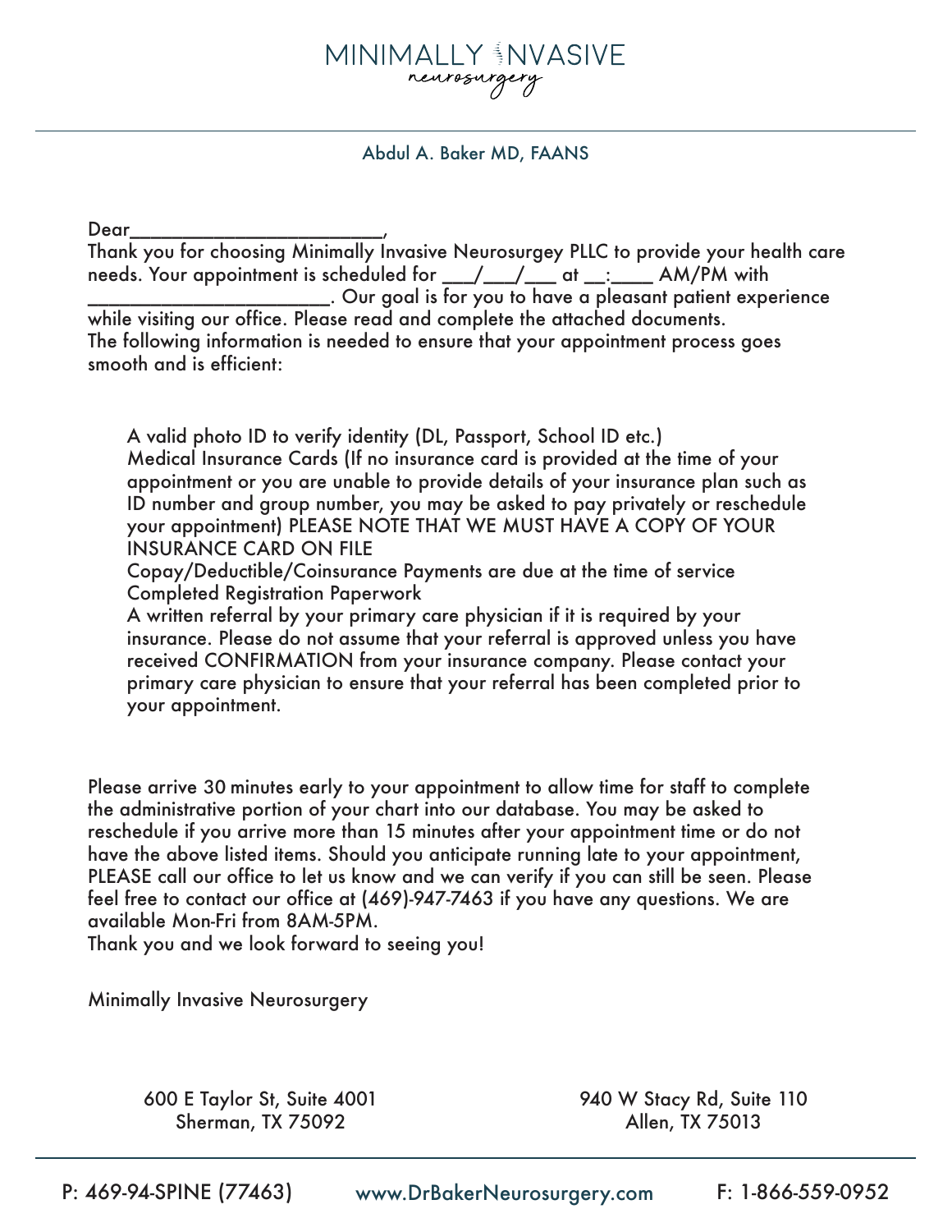# MINIMALLY INVASIVE
*neurosurgery*

Abdul A. Baker MD, FAANS

Dear________________________,

Thank you for choosing Minimally Invasive Neurosurgey PLLC to provide your health care needs. Your appointment is scheduled for ___/___/___ at __:____ AM/PM with ______________________. Our goal is for you to have a pleasant patient experience while visiting our office. Please read and complete the attached documents.

The following information is needed to ensure that your appointment process goes smooth and is efficient:

- A valid photo ID to verify identity (DL, Passport, School ID etc.)
- Medical Insurance Cards (If no insurance card is provided at the time of your appointment or you are unable to provide details of your insurance plan such as ID number and group number, you may be asked to pay privately or reschedule your appointment) PLEASE NOTE THAT WE MUST HAVE A COPY OF YOUR INSURANCE CARD ON FILE
- Copay/Deductible/Coinsurance Payments are due at the time of service
- Completed Registration Paperwork
- A written referral by your primary care physician if it is required by your insurance. Please do not assume that your referral is approved unless you have received CONFIRMATION from your insurance company. Please contact your primary care physician to ensure that your referral has been completed prior to your appointment.

Please arrive 30 minutes early to your appointment to allow time for staff to complete the administrative portion of your chart into our database. You may be asked to reschedule if you arrive more than 15 minutes after your appointment time or do not have the above listed items. Should you anticipate running late to your appointment, PLEASE call our office to let us know and we can verify if you can still be seen. Please feel free to contact our office at (469)-947-7463 if you have any questions. We are available Mon-Fri from 8AM-5PM.

Thank you and we look forward to seeing you!

Minimally Invasive Neurosurgery

600 E Taylor St, Suite 4001
Sherman, TX 75092

940 W Stacy Rd, Suite 110
Allen, TX 75013

P: 469-94-SPINE (77463) www.DrBakerNeurosurgery.com F: 1-866-559-0952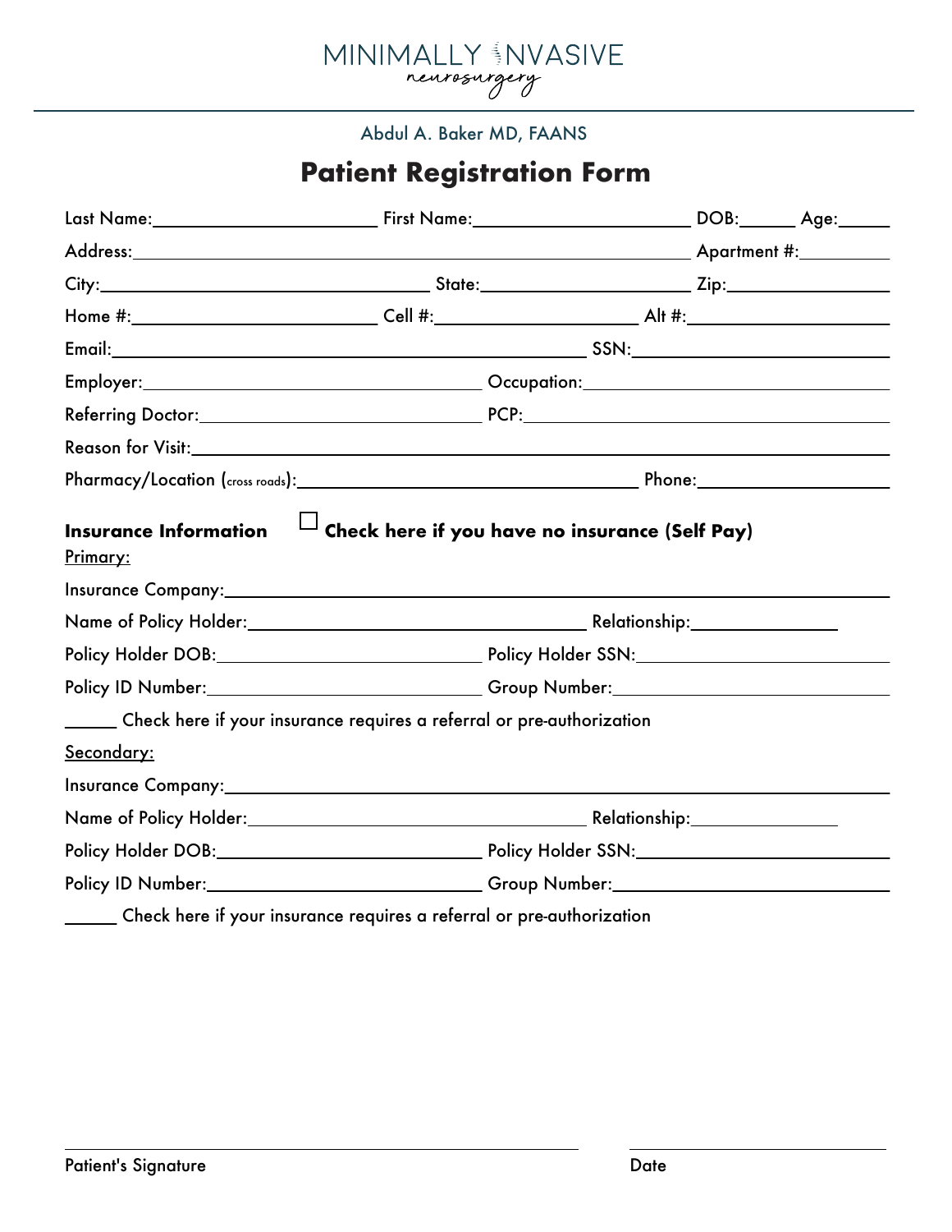MINIMALLY INVASIVE
neurosurgery

Abdul A. Baker MD, FAANS

# Patient Registration Form

Last Name:________________________ First Name:________________________ DOB:______ Age:______

Address:____________________________________________________________ Apartment #:__________

City:____________________________________ State:________________________ Zip:________________

Home #:__________________________ Cell #:______________________ Alt #:______________________

Email:__________________________________________________ SSN:____________________________

Employer:______________________________________ Occupation:__________________________________

Referring Doctor:_______________________________ PCP:_________________________________________

Reason for Visit:_______________________________________________________________________

Pharmacy/Location (cross roads):_____________________________________ Phone:____________________

**Insurance Information** ☐ **Check here if you have no insurance (Self Pay)**

Primary:

Insurance Company:______________________________________________________________________

Name of Policy Holder:___________________________________ Relationship:________________

Policy Holder DOB:_____________________________ Policy Holder SSN:___________________________

Policy ID Number:_____________________________ Group Number:________________________________

_____ Check here if your insurance requires a referral or pre-authorization

Secondary:

Insurance Company:______________________________________________________________________

Name of Policy Holder:___________________________________ Relationship:________________

Policy Holder DOB:_____________________________ Policy Holder SSN:___________________________

Policy ID Number:_____________________________ Group Number:________________________________

_____ Check here if your insurance requires a referral or pre-authorization

______________________________________________ ______________________

Patient's Signature Date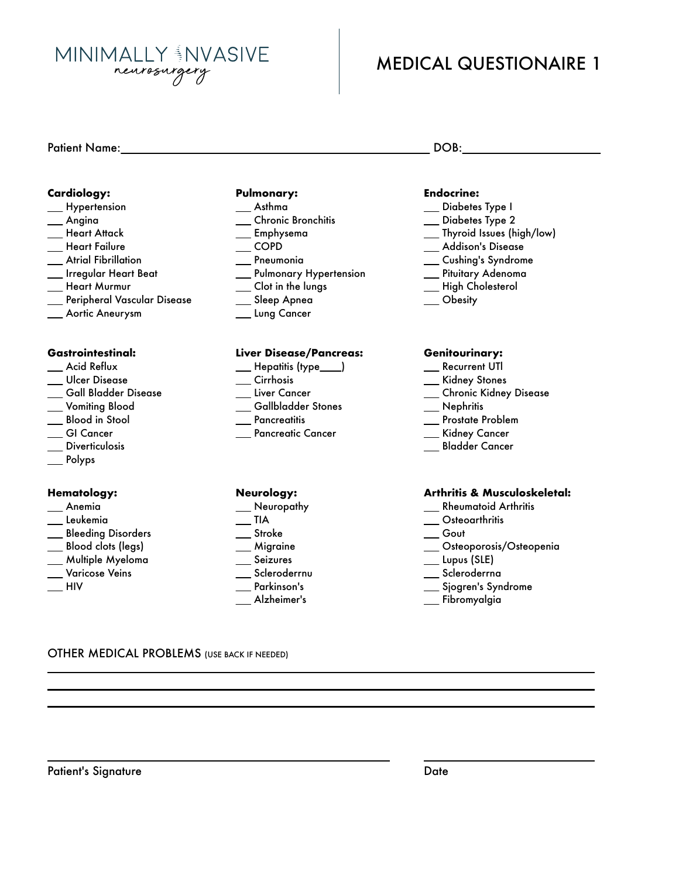MINIMALLY INVASIVE
neurosurgery

# MEDICAL QUESTIONAIRE 1

Patient Name:_______________________________________ DOB:________________

**Cardiology:**
- ___ Hypertension
- ___ Angina
- ___ Heart Attack
- ___ Heart Failure
- ___ Atrial Fibrillation
- ___ Irregular Heart Beat
- ___ Heart Murmur
- ___ Peripheral Vascular Disease
- ___ Aortic Aneurysm

**Pulmonary:**
- ___ Asthma
- ___ Chronic Bronchitis
- ___ Emphysema
- ___ COPD
- ___ Pneumonia
- ___ Pulmonary Hypertension
- ___ Clot in the lungs
- ___ Sleep Apnea
- ___ Lung Cancer

**Endocrine:**
- ___ Diabetes Type I
- ___ Diabetes Type 2
- ___ Thyroid Issues (high/low)
- ___ Addison's Disease
- ___ Cushing's Syndrome
- ___ Pituitary Adenoma
- ___ High Cholesterol
- ___ Obesity

**Gastrointestinal:**
- ___ Acid Reflux
- ___ Ulcer Disease
- ___ Gall Bladder Disease
- ___ Vomiting Blood
- ___ Blood in Stool
- ___ GI Cancer
- ___ Diverticulosis
- ___ Polyps

**Liver Disease/Pancreas:**
- ___ Hepatitis (type____)
- ___ Cirrhosis
- ___ Liver Cancer
- ___ Gallbladder Stones
- ___ Pancreatitis
- ___ Pancreatic Cancer

**Genitourinary:**
- ___ Recurrent UTl
- ___ Kidney Stones
- ___ Chronic Kidney Disease
- ___ Nephritis
- ___ Prostate Problem
- ___ Kidney Cancer
- ___ Bladder Cancer

**Hematology:**
- ___ Anemia
- ___ Leukemia
- ___ Bleeding Disorders
- ___ Blood clots (legs)
- ___ Multiple Myeloma
- ___ Varicose Veins
- ___ HIV

**Neurology:**
- ___ Neuropathy
- ___ TIA
- ___ Stroke
- ___ Migraine
- ___ Seizures
- ___ Sclerodermu
- ___ Parkinson's
- ___ Alzheimer's

**Arthritis & Musculoskeletal:**
- ___ Rheumatoid Arthritis
- ___ Osteoarthritis
- ___ Gout
- ___ Osteoporosis/Osteopenia
- ___ Lupus (SLE)
- ___ Sclodermna
- ___ Sjogren's Syndrome
- ___ Fibromyalgia

OTHER MEDICAL PROBLEMS (USE BACK IF NEEDED)

________________________________________________________________________

________________________________________________________________________

________________________________________________________________________

______________________________________ ______________________

Patient's Signature Date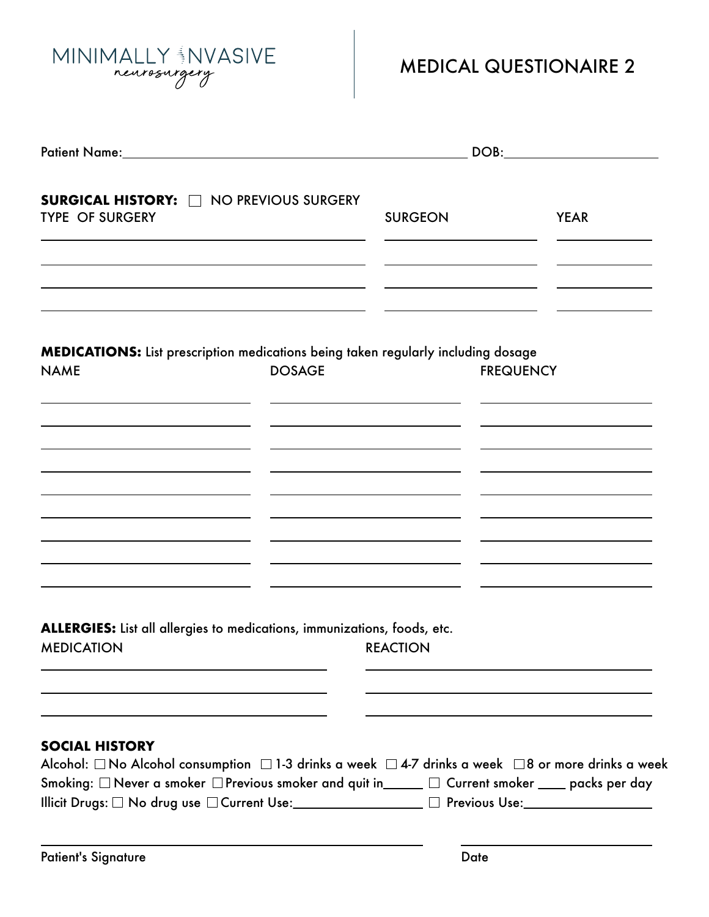MINIMALLY INVASIVE
neurosurgery

# MEDICAL QUESTIONAIRE 2

Patient Name:_________________________________________ DOB:____________________

**SURGICAL HISTORY:** ☐ NO PREVIOUS SURGERY

| TYPE OF SURGERY | SURGEON | YEAR |
| --- | --- | --- |
| | | |
| | | |
| | | |
| | | |

**MEDICATIONS:** List prescription medications being taken regularly including dosage

| NAME | DOSAGE | FREQUENCY |
| --- | --- | --- |
| | | |
| | | |
| | | |
| | | |
| | | |
| | | |
| | | |
| | | |
| | | |

**ALLERGIES:** List all allergies to medications, immunizations, foods, etc.

| MEDICATION | REACTION |
| --- | --- |
| | |
| | |
| | |

**SOCIAL HISTORY**

Alcohol: ☐ No Alcohol consumption ☐ 1-3 drinks a week ☐ 4-7 drinks a week ☐ 8 or more drinks a week

Smoking: ☐ Never a smoker ☐ Previous smoker and quit in______ ☐ Current smoker ____ packs per day

Illicit Drugs: ☐ No drug use ☐ Current Use:__________________ ☐ Previous Use:__________________

_________________________________________ ____________________

Patient's Signature Date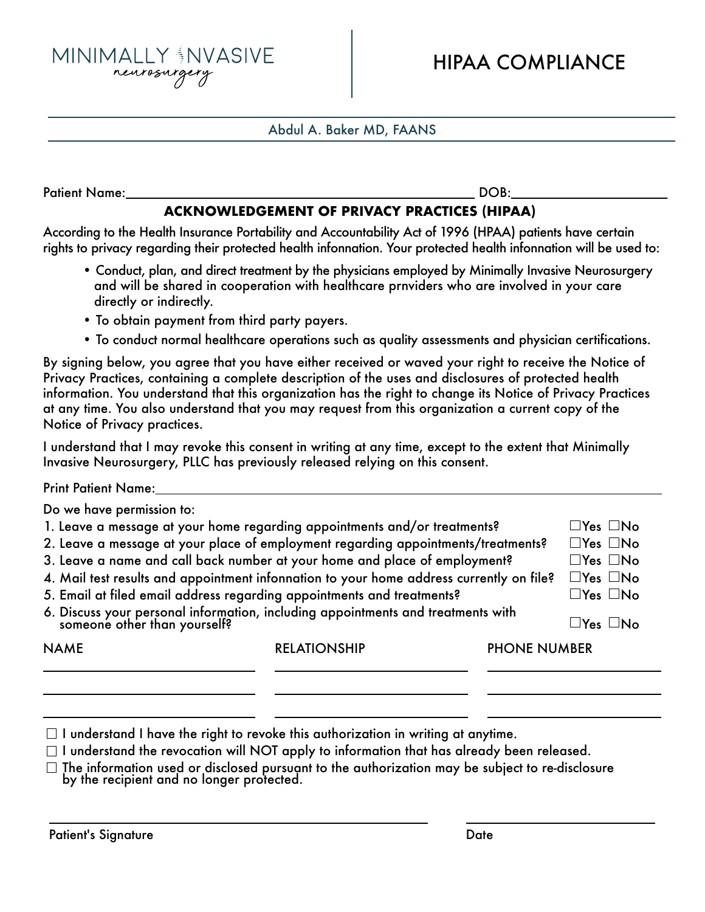MINIMALLY INVASIVE
neurosurgery

# HIPAA COMPLIANCE

Abdul A. Baker MD, FAANS

Patient Name:\_\_\_\_\_\_\_\_\_\_\_\_\_\_\_\_\_\_\_\_\_\_\_\_\_\_\_\_\_\_\_\_\_\_\_\_\_\_\_\_ DOB:\_\_\_\_\_\_\_\_\_\_\_\_\_\_\_\_\_\_\_\_

## ACKNOWLEDGEMENT OF PRIVACY PRACTICES (HIPAA)

According to the Health Insurance Portability and Accountability Act of 1996 (HPAA) patients have certain rights to privacy regarding their protected health infonnation. Your protected health infonnation will be used to:

- Conduct, plan, and direct treatment by the physicians employed by Minimally Invasive Neurosurgery and will be shared in cooperation with healthcare prnviders who are involved in your care directly or indirectly.
- To obtain payment from third party payers.
- To conduct normal healthcare operations such as quality assessments and physician certifications.

By signing below, you agree that you have either received or waved your right to receive the Notice of Privacy Practices, containing a complete description of the uses and disclosures of protected health information. You understand that this organization has the right to change its Notice of Privacy Practices at any time. You also understand that you may request from this organization a current copy of the Notice of Privacy practices.

I understand that I may revoke this consent in writing at any time, except to the extent that Minimally Invasive Neurosurgery, PLLC has previously released relying on this consent.

Print Patient Name:\_\_\_\_\_\_\_\_\_\_\_\_\_\_\_\_\_\_\_\_\_\_\_\_\_\_\_\_\_\_\_\_\_\_\_\_\_\_\_\_\_\_\_\_\_\_\_\_\_\_

Do we have permission to:

1. Leave a message at your home regarding appointments and/or treatments? ☐Yes ☐No
2. Leave a message at your place of employment regarding appointments/treatments? ☐Yes ☐No
3. Leave a name and call back number at your home and place of employment? ☐Yes ☐No
4. Mail test results and appointment infonnation to your home address currently on file? ☐Yes ☐No
5. Email at filed email address regarding appointments and treatments? ☐Yes ☐No
6. Discuss your personal information, including appointments and treatments with someone other than yourself? ☐Yes ☐No

| NAME | RELATIONSHIP | PHONE NUMBER |
|---|---|---|
| | | |
| | | |
| | | |

☐ I understand I have the right to revoke this authorization in writing at anytime.

☐ I understand the revocation will NOT apply to information that has already been released.

☐ The information used or disclosed pursuant to the authorization may be subject to re-disclosure by the recipient and no longer protected.

\_\_\_\_\_\_\_\_\_\_\_\_\_\_\_\_\_\_\_\_\_\_\_\_\_\_\_\_\_\_\_\_\_\_\_\_\_\_ \_\_\_\_\_\_\_\_\_\_\_\_\_\_\_\_\_\_\_\_

Patient's Signature Date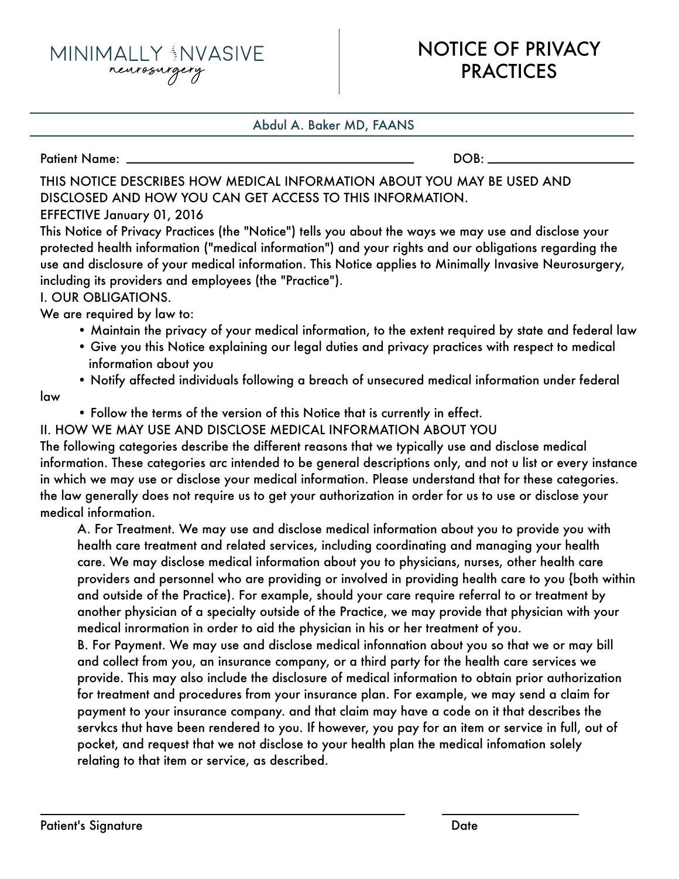MINIMALLY INVASIVE
neurosurgery

# NOTICE OF PRIVACY PRACTICES

Abdul A. Baker MD, FAANS

Patient Name: ______________________________ DOB: ________________

THIS NOTICE DESCRIBES HOW MEDICAL INFORMATION ABOUT YOU MAY BE USED AND DISCLOSED AND HOW YOU CAN GET ACCESS TO THIS INFORMATION.

EFFECTIVE January 01, 2016

This Notice of Privacy Practices (the "Notice") tells you about the ways we may use and disclose your protected health information ("medical information") and your rights and our obligations regarding the use and disclosure of your medical information. This Notice applies to Minimally Invasive Neurosurgery, including its providers and employees (the "Practice").

I. OUR OBLIGATIONS.

We are required by law to:

- Maintain the privacy of your medical information, to the extent required by state and federal law
- Give you this Notice explaining our legal duties and privacy practices with respect to medical information about you
- Notify affected individuals following a breach of unsecured medical information under federal law
- Follow the terms of the version of this Notice that is currently in effect.

II. HOW WE MAY USE AND DISCLOSE MEDICAL INFORMATION ABOUT YOU

The following categories describe the different reasons that we typically use and disclose medical information. These categories arc intended to be general descriptions only, and not u list or every instance in which we may use or disclose your medical information. Please understand that for these categories. the law generally does not require us to get your authorization in order for us to use or disclose your medical information.

A. For Treatment. We may use and disclose medical information about you to provide you with health care treatment and related services, including coordinating and managing your health care. We may disclose medical information about you to physicians, nurses, other health care providers and personnel who are providing or involved in providing health care to you {both within and outside of the Practice). For example, should your care require referral to or treatment by another physician of a specialty outside of the Practice, we may provide that physician with your medical inrormation in order to aid the physician in his or her treatment of you.

B. For Payment. We may use and disclose medical infonnation about you so that we or may bill and collect from you, an insurance company, or a third party for the health care services we provide. This may also include the disclosure of medical information to obtain prior authorization for treatment and procedures from your insurance plan. For example, we may send a claim for payment to your insurance company. and that claim may have a code on it that describes the servkcs thut have been rendered to you. If however, you pay for an item or service in full, out of pocket, and request that we not disclose to your health plan the medical infomation solely relating to that item or service, as described.

______________________________ ________________

Patient's Signature Date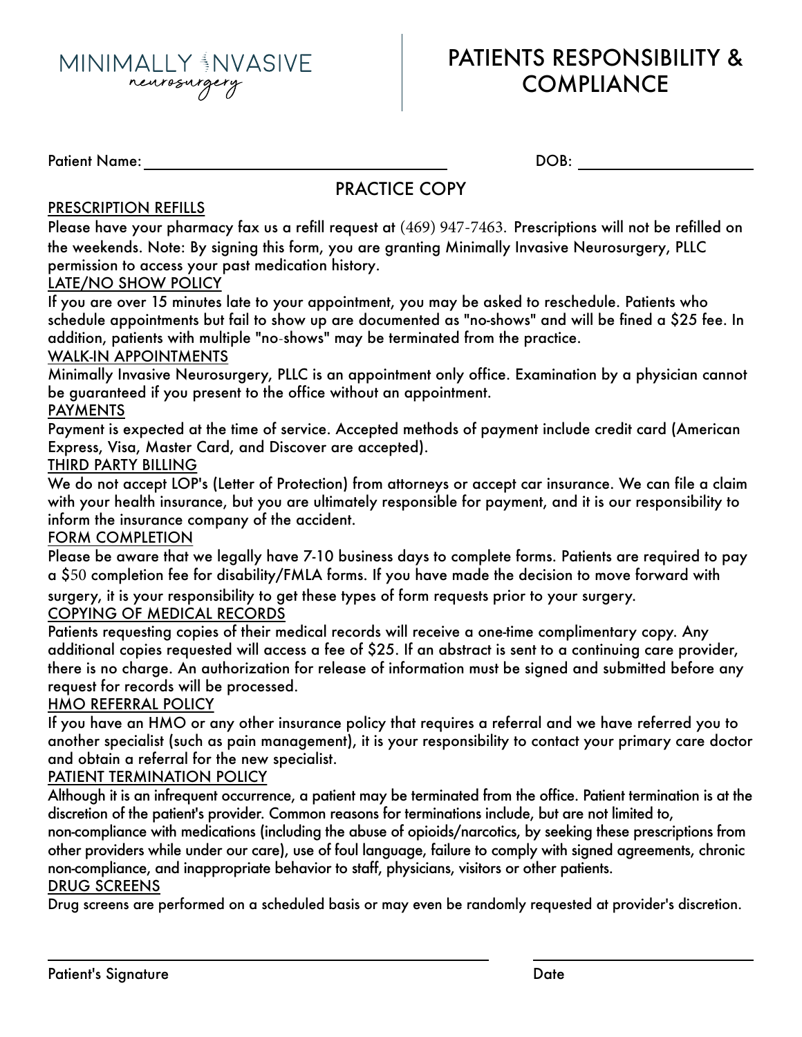MINIMALLY INVASIVE neurosurgery

# PATIENTS RESPONSIBILITY & COMPLIANCE

Patient Name: ______________________________ DOB: ____________________

## PRACTICE COPY

PRESCRIPTION REFILLS

Please have your pharmacy fax us a refill request at (469) 947-7463. Prescriptions will not be refilled on the weekends. Note: By signing this form, you are granting Minimally Invasive Neurosurgery, PLLC permission to access your past medication history.

LATE/NO SHOW POLICY

If you are over 15 minutes late to your appointment, you may be asked to reschedule. Patients who schedule appointments but fail to show up are documented as "no-shows" and will be fined a $25 fee. In addition, patients with multiple "no-shows" may be terminated from the practice.

WALK-IN APPOINTMENTS

Minimally Invasive Neurosurgery, PLLC is an appointment only office. Examination by a physician cannot be guaranteed if you present to the office without an appointment.

PAYMENTS

Payment is expected at the time of service. Accepted methods of payment include credit card (American Express, Visa, Master Card, and Discover are accepted).

THIRD PARTY BILLING

We do not accept LOP's (Letter of Protection) from attorneys or accept car insurance. We can file a claim with your health insurance, but you are ultimately responsible for payment, and it is our responsibility to inform the insurance company of the accident.

FORM COMPLETION

Please be aware that we legally have 7-10 business days to complete forms. Patients are required to pay a $50 completion fee for disability/FMLA forms. If you have made the decision to move forward with surgery, it is your responsibility to get these types of form requests prior to your surgery.

COPYING OF MEDICAL RECORDS

Patients requesting copies of their medical records will receive a one-time complimentary copy. Any additional copies requested will access a fee of $25. If an abstract is sent to a continuing care provider, there is no charge. An authorization for release of information must be signed and submitted before any request for records will be processed.

HMO REFERRAL POLICY

If you have an HMO or any other insurance policy that requires a referral and we have referred you to another specialist (such as pain management), it is your responsibility to contact your primary care doctor and obtain a referral for the new specialist.

PATIENT TERMINATION POLICY

Although it is an infrequent occurrence, a patient may be terminated from the office. Patient termination is at the discretion of the patient's provider. Common reasons for terminations include, but are not limited to, non-compliance with medications (including the abuse of opioids/narcotics, by seeking these prescriptions from other providers while under our care), use of foul language, failure to comply with signed agreements, chronic non-compliance, and inappropriate behavior to staff, physicians, visitors or other patients.

DRUG SCREENS

Drug screens are performed on a scheduled basis or may even be randomly requested at provider's discretion.

______________________________________ ____________________

Patient's Signature Date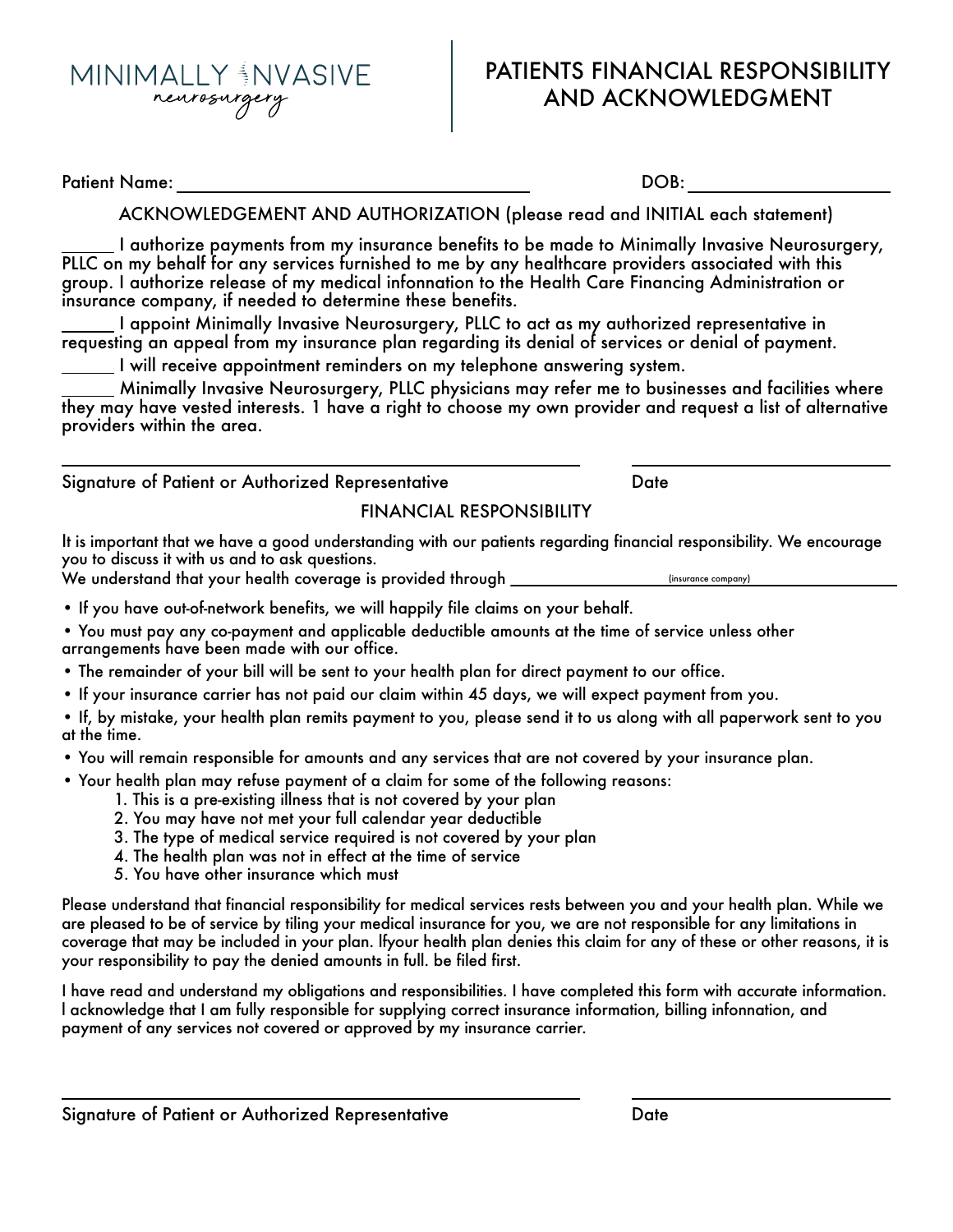MINIMALLY INVASIVE
neurosurgery

# PATIENTS FINANCIAL RESPONSIBILITY AND ACKNOWLEDGMENT

Patient Name: ______________________________ DOB: ____________________

ACKNOWLEDGEMENT AND AUTHORIZATION (please read and INITIAL each statement)

_____ I authorize payments from my insurance benefits to be made to Minimally Invasive Neurosurgery, PLLC on my behalf for any services furnished to me by any healthcare providers associated with this group. I authorize release of my medical infonnation to the Health Care Financing Administration or insurance company, if needed to determine these benefits.

_____ I appoint Minimally Invasive Neurosurgery, PLLC to act as my authorized representative in requesting an appeal from my insurance plan regarding its denial of services or denial of payment.

_____ I will receive appointment reminders on my telephone answering system.

_____ Minimally Invasive Neurosurgery, PLLC physicians may refer me to businesses and facilities where they may have vested interests. 1 have a right to choose my own provider and request a list of alternative providers within the area.

______________________________ ____________________
Signature of Patient or Authorized Representative Date

## FINANCIAL RESPONSIBILITY

It is important that we have a good understanding with our patients regarding financial responsibility. We encourage you to discuss it with us and to ask questions.

We understand that your health coverage is provided through ______________ (insurance company) ______________

- If you have out-of-network benefits, we will happily file claims on your behalf.
- You must pay any co-payment and applicable deductible amounts at the time of service unless other arrangements have been made with our office.
- The remainder of your bill will be sent to your health plan for direct payment to our office.
- If your insurance carrier has not paid our claim within 45 days, we will expect payment from you.
- If, by mistake, your health plan remits payment to you, please send it to us along with all paperwork sent to you at the time.
- You will remain responsible for amounts and any services that are not covered by your insurance plan.
- Your health plan may refuse payment of a claim for some of the following reasons:
  1. This is a pre-existing illness that is not covered by your plan
  2. You may have not met your full calendar year deductible
  3. The type of medical service required is not covered by your plan
  4. The health plan was not in effect at the time of service
  5. You have other insurance which must

Please understand that financial responsibility for medical services rests between you and your health plan. While we are pleased to be of service by tiling your medical insurance for you, we are not responsible for any limitations in coverage that may be included in your plan. Ifyour health plan denies this claim for any of these or other reasons, it is your responsibility to pay the denied amounts in full. be filed first.

I have read and understand my obligations and responsibilities. I have completed this form with accurate information. I acknowledge that I am fully responsible for supplying correct insurance information, billing infonnation, and payment of any services not covered or approved by my insurance carrier.

______________________________ ____________________
Signature of Patient or Authorized Representative Date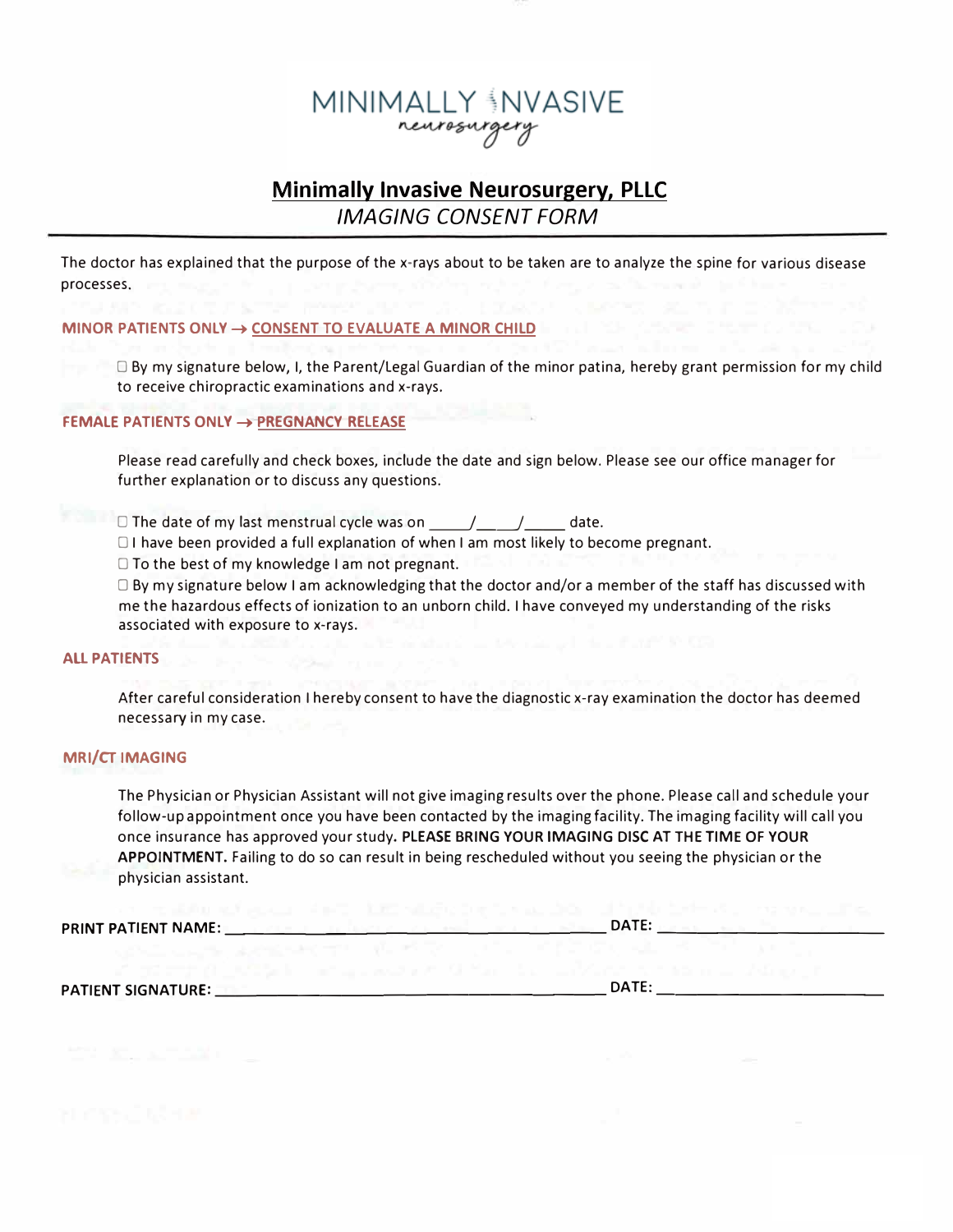MINIMALLY INVASIVE
neurosurgery

# Minimally Invasive Neurosurgery, PLLC

*IMAGING CONSENT FORM*

The doctor has explained that the purpose of the x-rays about to be taken are to analyze the spine for various disease processes.

### MINOR PATIENTS ONLY → CONSENT TO EVALUATE A MINOR CHILD

☐ By my signature below, I, the Parent/Legal Guardian of the minor patina, hereby grant permission for my child to receive chiropractic examinations and x-rays.

### FEMALE PATIENTS ONLY → PREGNANCY RELEASE

Please read carefully and check boxes, include the date and sign below. Please see our office manager for further explanation or to discuss any questions.

☐ The date of my last menstrual cycle was on _____/____/_____ date.
☐ I have been provided a full explanation of when I am most likely to become pregnant.
☐ To the best of my knowledge I am not pregnant.
☐ By my signature below I am acknowledging that the doctor and/or a member of the staff has discussed with me the hazardous effects of ionization to an unborn child. I have conveyed my understanding of the risks associated with exposure to x-rays.

### ALL PATIENTS

After careful consideration I hereby consent to have the diagnostic x-ray examination the doctor has deemed necessary in my case.

### MRI/CT IMAGING

The Physician or Physician Assistant will not give imaging results over the phone. Please call and schedule your follow-up appointment once you have been contacted by the imaging facility. The imaging facility will call you once insurance has approved your study. **PLEASE BRING YOUR IMAGING DISC AT THE TIME OF YOUR APPOINTMENT.** Failing to do so can result in being rescheduled without you seeing the physician or the physician assistant.

**PRINT PATIENT NAME:** ________________________________ **DATE:** ____________________

**PATIENT SIGNATURE:** ________________________________ **DATE:** ____________________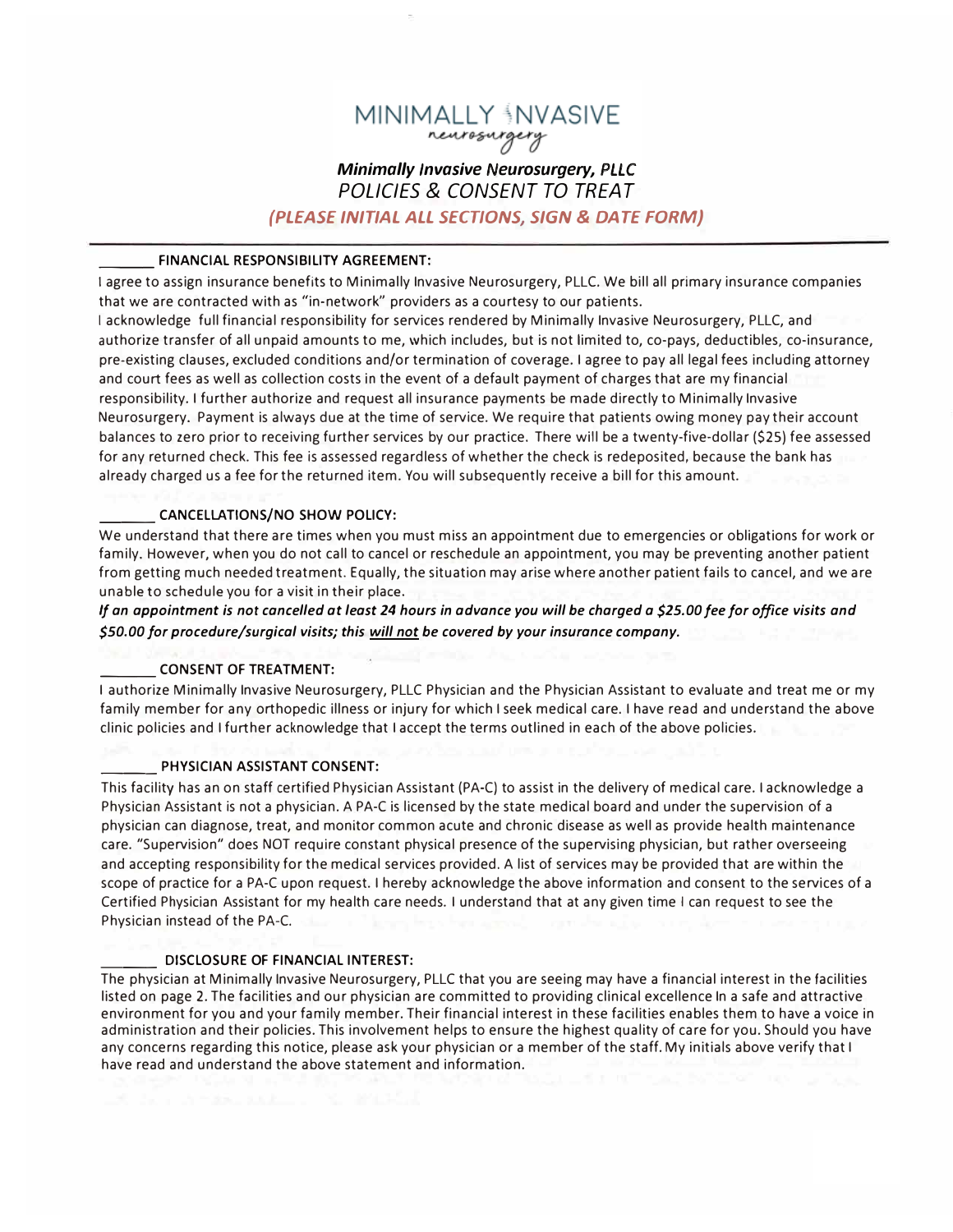# MINIMALLY INVASIVE
*neurosurgery*

***Minimally Invasive Neurosurgery, PLLC***

*POLICIES & CONSENT TO TREAT*

***(PLEASE INITIAL ALL SECTIONS, SIGN & DATE FORM)***

_______ **FINANCIAL RESPONSIBILITY AGREEMENT:**

I agree to assign insurance benefits to Minimally Invasive Neurosurgery, PLLC. We bill all primary insurance companies that we are contracted with as "in-network" providers as a courtesy to our patients.

I acknowledge full financial responsibility for services rendered by Minimally Invasive Neurosurgery, PLLC, and authorize transfer of all unpaid amounts to me, which includes, but is not limited to, co-pays, deductibles, co-insurance, pre-existing clauses, excluded conditions and/or termination of coverage. I agree to pay all legal fees including attorney and court fees as well as collection costs in the event of a default payment of charges that are my financial responsibility. I further authorize and request all insurance payments be made directly to Minimally Invasive Neurosurgery. Payment is always due at the time of service. We require that patients owing money pay their account balances to zero prior to receiving further services by our practice. There will be a twenty-five-dollar ($25) fee assessed for any returned check. This fee is assessed regardless of whether the check is redeposited, because the bank has already charged us a fee for the returned item. You will subsequently receive a bill for this amount.

_______ **CANCELLATIONS/NO SHOW POLICY:**

We understand that there are times when you must miss an appointment due to emergencies or obligations for work or family. However, when you do not call to cancel or reschedule an appointment, you may be preventing another patient from getting much needed treatment. Equally, the situation may arise where another patient fails to cancel, and we are unable to schedule you for a visit in their place.

***If an appointment is not cancelled at least 24 hours in advance you will be charged a $25.00 fee for office visits and $50.00 for procedure/surgical visits; this <u>will not</u> be covered by your insurance company.***

_______ **CONSENT OF TREATMENT:**

I authorize Minimally Invasive Neurosurgery, PLLC Physician and the Physician Assistant to evaluate and treat me or my family member for any orthopedic illness or injury for which I seek medical care. I have read and understand the above clinic policies and I further acknowledge that I accept the terms outlined in each of the above policies.

_______ **PHYSICIAN ASSISTANT CONSENT:**

This facility has an on staff certified Physician Assistant (PA-C) to assist in the delivery of medical care. I acknowledge a Physician Assistant is not a physician. A PA-C is licensed by the state medical board and under the supervision of a physician can diagnose, treat, and monitor common acute and chronic disease as well as provide health maintenance care. "Supervision" does NOT require constant physical presence of the supervising physician, but rather overseeing and accepting responsibility for the medical services provided. A list of services may be provided that are within the scope of practice for a PA-C upon request. I hereby acknowledge the above information and consent to the services of a Certified Physician Assistant for my health care needs. I understand that at any given time I can request to see the Physician instead of the PA-C.

_______ **DISCLOSURE OF FINANCIAL INTEREST:**

The physician at Minimally Invasive Neurosurgery, PLLC that you are seeing may have a financial interest in the facilities listed on page 2. The facilities and our physician are committed to providing clinical excellence In a safe and attractive environment for you and your family member. Their financial interest in these facilities enables them to have a voice in administration and their policies. This involvement helps to ensure the highest quality of care for you. Should you have any concerns regarding this notice, please ask your physician or a member of the staff. My initials above verify that I have read and understand the above statement and information.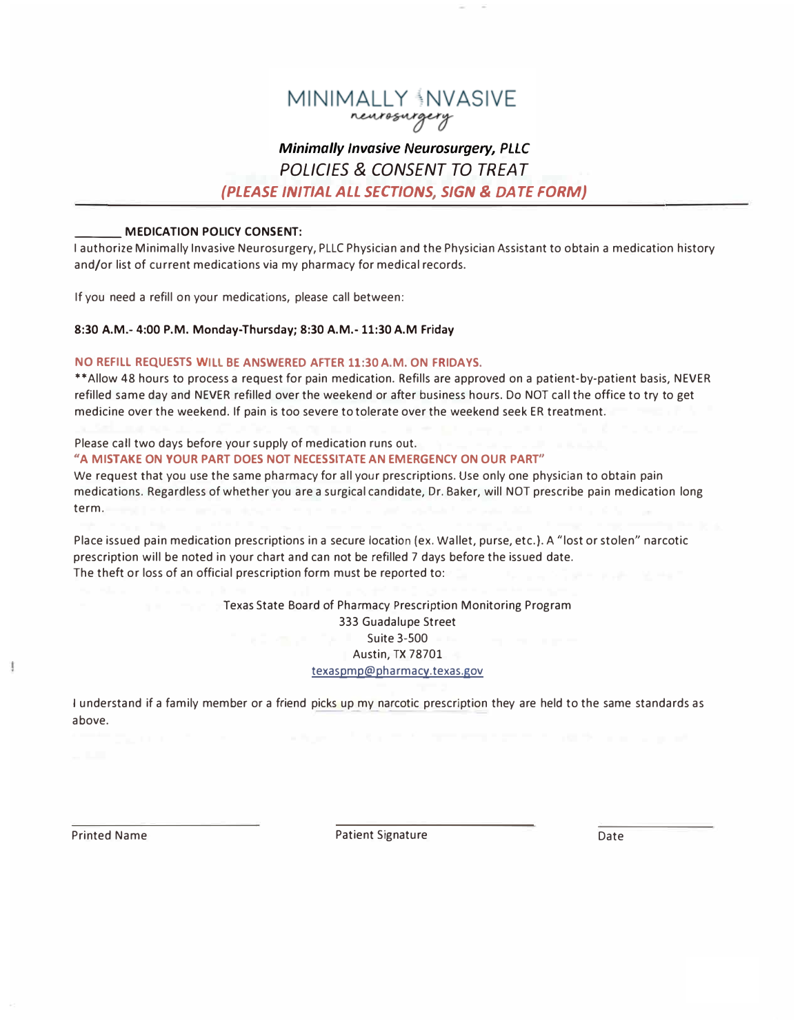MINIMALLY INVASIVE
*neurosurgery*

***Minimally Invasive Neurosurgery, PLLC***

*POLICIES & CONSENT TO TREAT*

***(PLEASE INITIAL ALL SECTIONS, SIGN & DATE FORM)***

---

______ **MEDICATION POLICY CONSENT:**

I authorize Minimally Invasive Neurosurgery, PLLC Physician and the Physician Assistant to obtain a medication history and/or list of current medications via my pharmacy for medical records.

If you need a refill on your medications, please call between:

**8:30 A.M.- 4:00 P.M. Monday-Thursday; 8:30 A.M.- 11:30 A.M Friday**

**NO REFILL REQUESTS WILL BE ANSWERED AFTER 11:30 A.M. ON FRIDAYS.**

**Allow 48 hours to process a request for pain medication. Refills are approved on a patient-by-patient basis, NEVER refilled same day and NEVER refilled over the weekend or after business hours. Do NOT call the office to try to get medicine over the weekend. If pain is too severe to tolerate over the weekend seek ER treatment.

Please call two days before your supply of medication runs out.

**"A MISTAKE ON YOUR PART DOES NOT NECESSITATE AN EMERGENCY ON OUR PART"**

We request that you use the same pharmacy for all your prescriptions. Use only one physician to obtain pain medications. Regardless of whether you are a surgical candidate, Dr. Baker, will NOT prescribe pain medication long term.

Place issued pain medication prescriptions in a secure location (ex. Wallet, purse, etc.). A "lost or stolen" narcotic prescription will be noted in your chart and can not be refilled 7 days before the issued date.

The theft or loss of an official prescription form must be reported to:

Texas State Board of Pharmacy Prescription Monitoring Program
333 Guadalupe Street
Suite 3-500
Austin, TX 78701
texaspmp@pharmacy.texas.gov

I understand if a family member or a friend picks up my narcotic prescription they are held to the same standards as above.

| ______________________ | ______________________ | ____________ |
|---|---|---|
| Printed Name | Patient Signature | Date |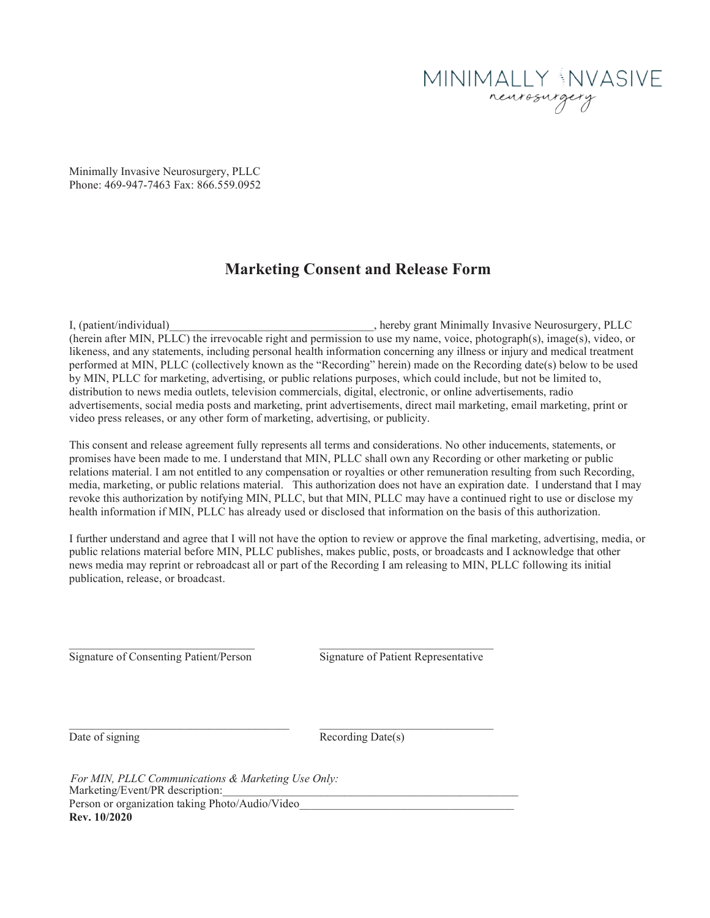MINIMALLY INVASIVE
neurosurgery

Minimally Invasive Neurosurgery, PLLC
Phone: 469-947-7463 Fax: 866.559.0952

## Marketing Consent and Release Form

I, (patient/individual)___________________________________, hereby grant Minimally Invasive Neurosurgery, PLLC (herein after MIN, PLLC) the irrevocable right and permission to use my name, voice, photograph(s), image(s), video, or likeness, and any statements, including personal health information concerning any illness or injury and medical treatment performed at MIN, PLLC (collectively known as the "Recording" herein) made on the Recording date(s) below to be used by MIN, PLLC for marketing, advertising, or public relations purposes, which could include, but not be limited to, distribution to news media outlets, television commercials, digital, electronic, or online advertisements, radio advertisements, social media posts and marketing, print advertisements, direct mail marketing, email marketing, print or video press releases, or any other form of marketing, advertising, or publicity.

This consent and release agreement fully represents all terms and considerations. No other inducements, statements, or promises have been made to me. I understand that MIN, PLLC shall own any Recording or other marketing or public relations material. I am not entitled to any compensation or royalties or other remuneration resulting from such Recording, media, marketing, or public relations material. This authorization does not have an expiration date. I understand that I may revoke this authorization by notifying MIN, PLLC, but that MIN, PLLC may have a continued right to use or disclose my health information if MIN, PLLC has already used or disclosed that information on the basis of this authorization.

I further understand and agree that I will not have the option to review or approve the final marketing, advertising, media, or public relations material before MIN, PLLC publishes, makes public, posts, or broadcasts and I acknowledge that other news media may reprint or rebroadcast all or part of the Recording I am releasing to MIN, PLLC following its initial publication, release, or broadcast.

_________________________________ _________________________________
Signature of Consenting Patient/Person Signature of Patient Representative

_________________________________ _________________________________
Date of signing Recording Date(s)

*For MIN, PLLC Communications & Marketing Use Only:*
Marketing/Event/PR description:_____________________________________________________
Person or organization taking Photo/Audio/Video_____________________________________
**Rev. 10/2020**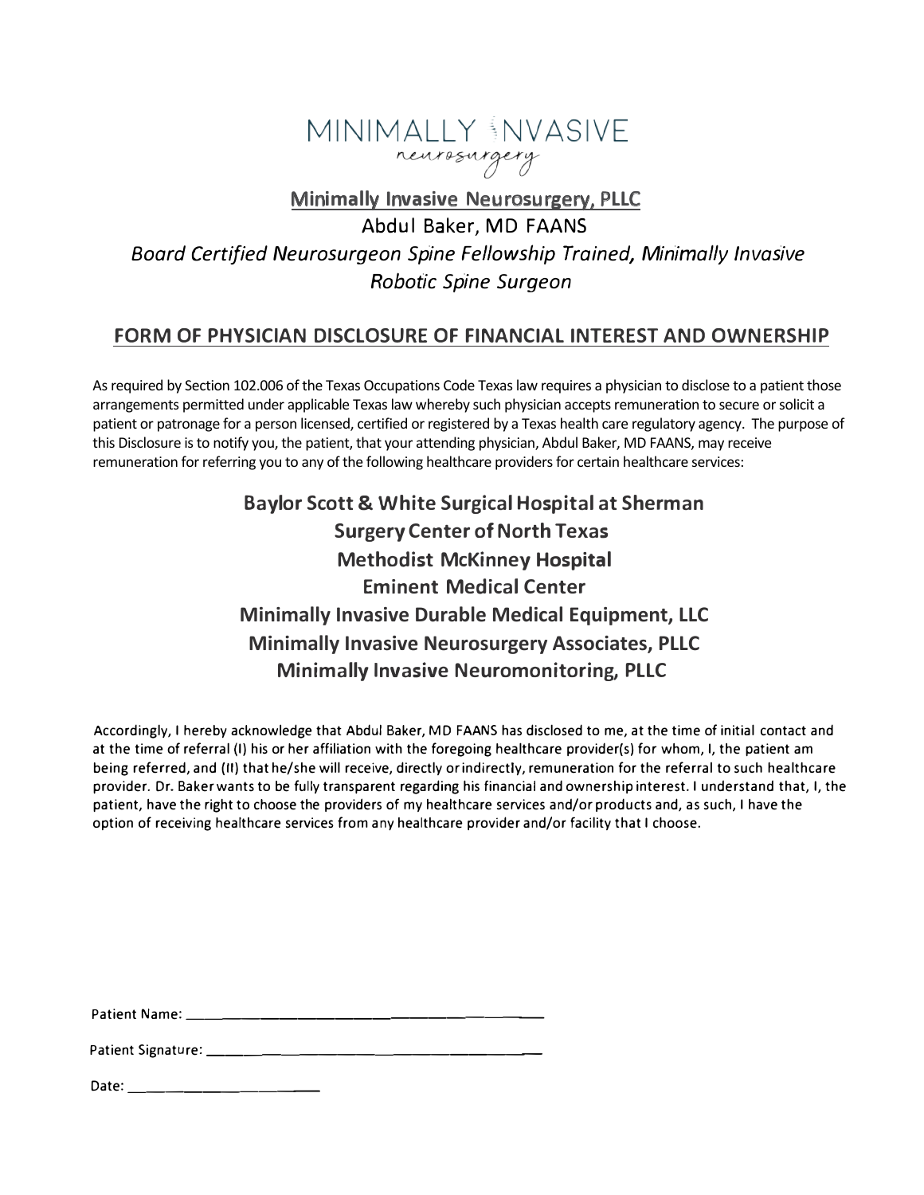MINIMALLY INVASIVE
*neurosurgery*

**Minimally Invasive Neurosurgery, PLLC**

Abdul Baker, MD FAANS

*Board Certified Neurosurgeon Spine Fellowship Trained, Minimally Invasive Robotic Spine Surgeon*

## FORM OF PHYSICIAN DISCLOSURE OF FINANCIAL INTEREST AND OWNERSHIP

As required by Section 102.006 of the Texas Occupations Code Texas law requires a physician to disclose to a patient those arrangements permitted under applicable Texas law whereby such physician accepts remuneration to secure or solicit a patient or patronage for a person licensed, certified or registered by a Texas health care regulatory agency. The purpose of this Disclosure is to notify you, the patient, that your attending physician, Abdul Baker, MD FAANS, may receive remuneration for referring you to any of the following healthcare providers for certain healthcare services:

**Baylor Scott & White Surgical Hospital at Sherman**
**Surgery Center of North Texas**
**Methodist McKinney Hospital**
**Eminent Medical Center**
**Minimally Invasive Durable Medical Equipment, LLC**
**Minimally Invasive Neurosurgery Associates, PLLC**
**Minimally Invasive Neuromonitoring, PLLC**

Accordingly, I hereby acknowledge that Abdul Baker, MD FAANS has disclosed to me, at the time of initial contact and at the time of referral (I) his or her affiliation with the foregoing healthcare provider(s) for whom, I, the patient am being referred, and (II) that he/she will receive, directly or indirectly, remuneration for the referral to such healthcare provider. Dr. Baker wants to be fully transparent regarding his financial and ownership interest. I understand that, I, the patient, have the right to choose the providers of my healthcare services and/or products and, as such, I have the option of receiving healthcare services from any healthcare provider and/or facility that I choose.

Patient Name: ______________________________________________

Patient Signature: ___________________________________________

Date: _______________________